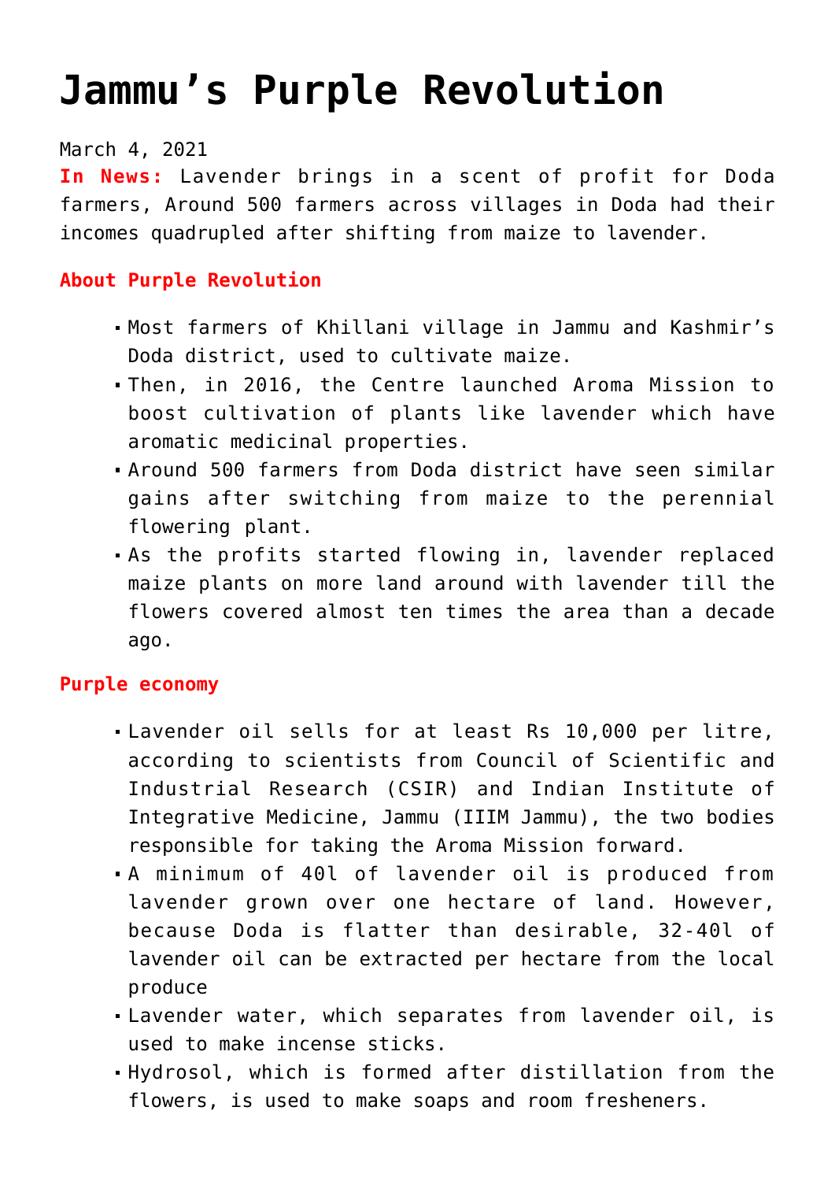# Jammu's Purple Revolution

March 4, 2021

**In News:** Lavender brings in a scent of profit for Doda farmers, Around 500 farmers across villages in Doda had their incomes quadrupled after shifting from maize to lavender.

### About Purple Revolution

- Most farmers of Khillani village in Jammu and Kashmir's Doda district, used to cultivate maize.
- Then, in 2016, the Centre launched Aroma Mission to boost cultivation of plants like lavender which have aromatic medicinal properties.
- Around 500 farmers from Doda district have seen similar gains after switching from maize to the perennial flowering plant.
- As the profits started flowing in, lavender replaced maize plants on more land around with lavender till the flowers covered almost ten times the area than a decade ago.

### Purple economy

- Lavender oil sells for at least Rs 10,000 per litre, according to scientists from Council of Scientific and Industrial Research (CSIR) and Indian Institute of Integrative Medicine, Jammu (IIIM Jammu), the two bodies responsible for taking the Aroma Mission forward.
- A minimum of 40l of lavender oil is produced from lavender grown over one hectare of land. However, because Doda is flatter than desirable, 32-40l of lavender oil can be extracted per hectare from the local produce
- Lavender water, which separates from lavender oil, is used to make incense sticks.
- Hydrosol, which is formed after distillation from the flowers, is used to make soaps and room fresheners.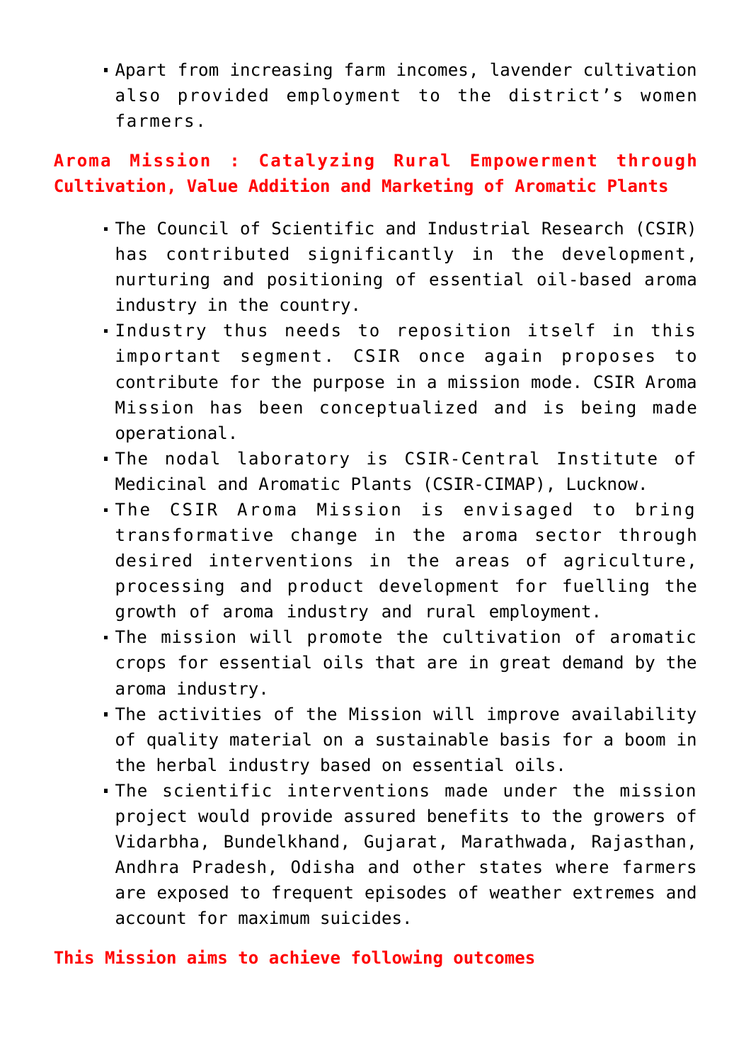- Apart from increasing farm incomes, lavender cultivation also provided employment to the district's women farmers.

## Aroma Mission : Catalyzing Rural Empowerment through Cultivation, Value Addition and Marketing of Aromatic Plants

- The Council of Scientific and Industrial Research (CSIR) has contributed significantly in the development, nurturing and positioning of essential oil-based aroma industry in the country.
- Industry thus needs to reposition itself in this important segment. CSIR once again proposes to contribute for the purpose in a mission mode. CSIR Aroma Mission has been conceptualized and is being made operational.
- The nodal laboratory is CSIR-Central Institute of Medicinal and Aromatic Plants (CSIR-CIMAP), Lucknow.
- The CSIR Aroma Mission is envisaged to bring transformative change in the aroma sector through desired interventions in the areas of agriculture, processing and product development for fuelling the growth of aroma industry and rural employment.
- The mission will promote the cultivation of aromatic crops for essential oils that are in great demand by the aroma industry.
- The activities of the Mission will improve availability of quality material on a sustainable basis for a boom in the herbal industry based on essential oils.
- The scientific interventions made under the mission project would provide assured benefits to the growers of Vidarbha, Bundelkhand, Gujarat, Marathwada, Rajasthan, Andhra Pradesh, Odisha and other states where farmers are exposed to frequent episodes of weather extremes and account for maximum suicides.

## This Mission aims to achieve following outcomes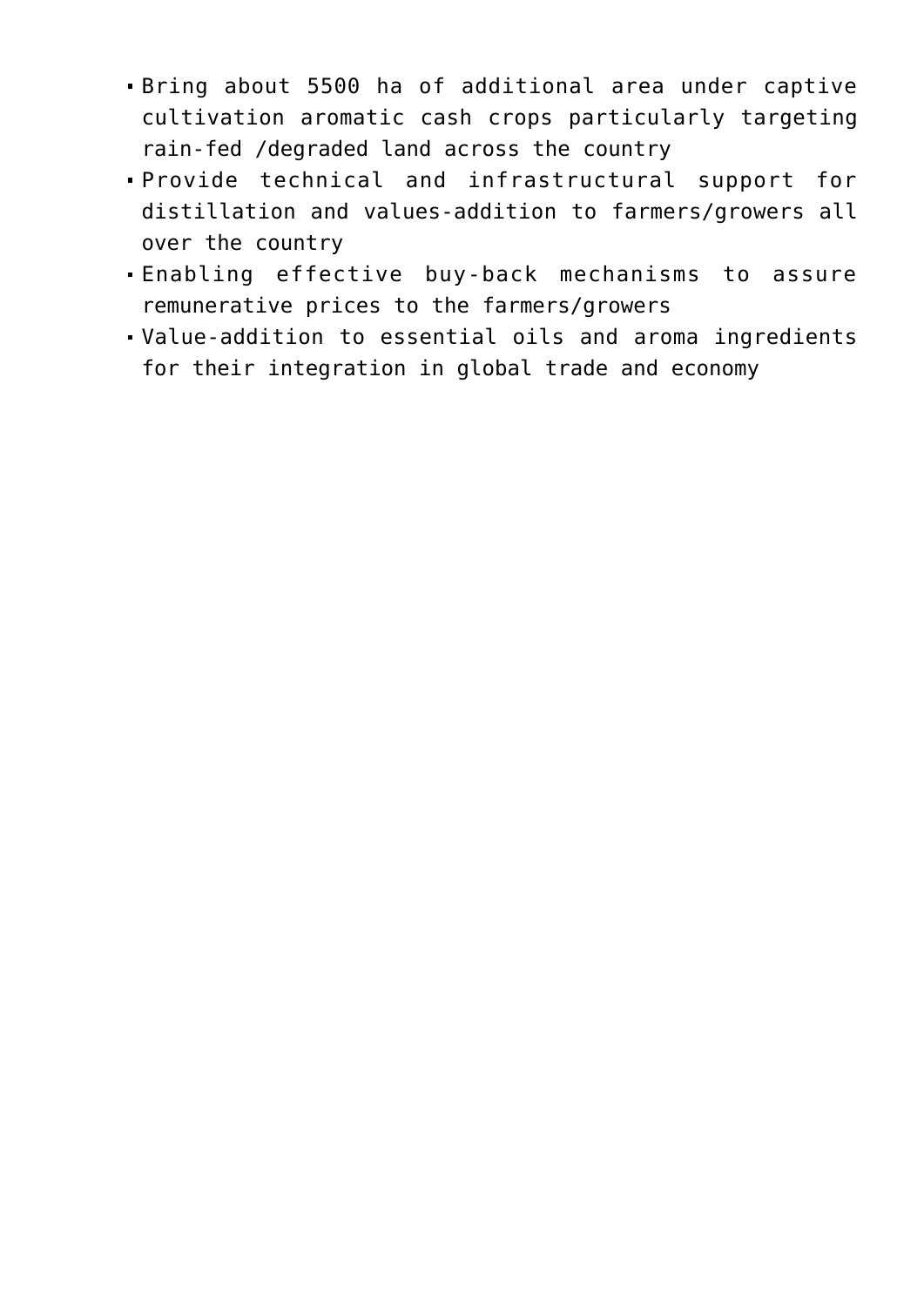- Bring about 5500 ha of additional area under captive cultivation aromatic cash crops particularly targeting rain-fed /degraded land across the country
- Provide technical and infrastructural support for distillation and values-addition to farmers/growers all over the country
- Enabling effective buy-back mechanisms to assure remunerative prices to the farmers/growers
- Value-addition to essential oils and aroma ingredients for their integration in global trade and economy